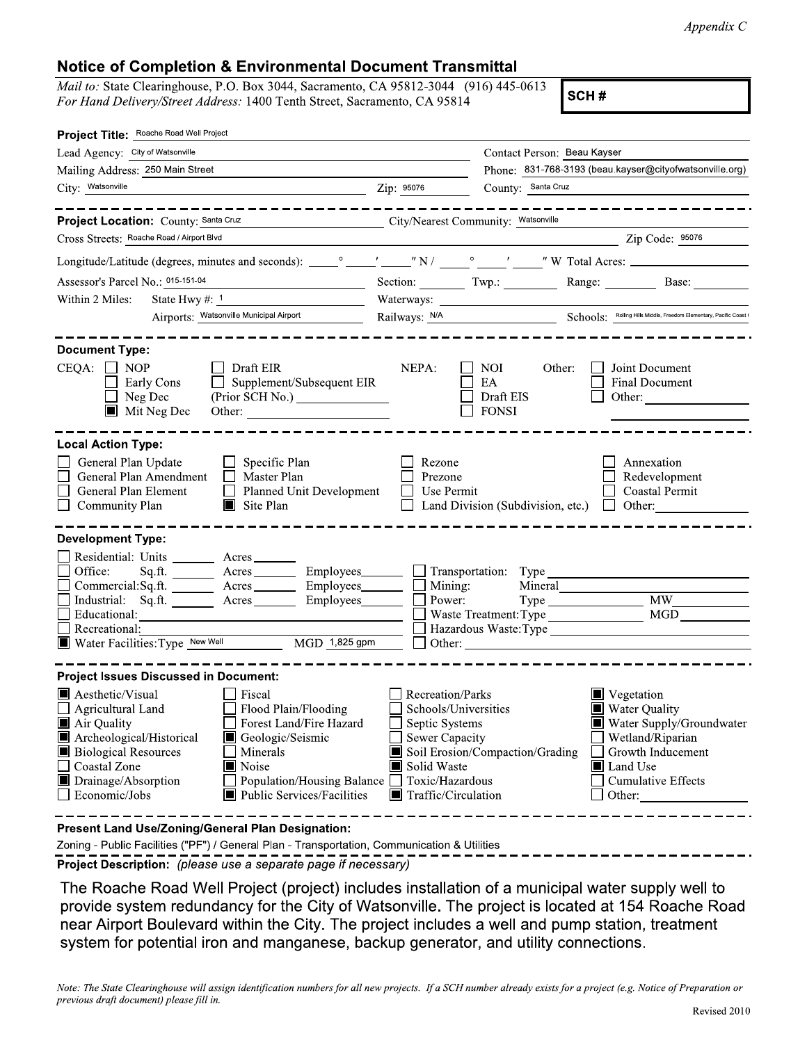*Appendix C*

## Notice of Completion & Environmental Document Transmittal

*Mail to:* State Clearinghouse, P.O. Box 3044, Sacramento, CA 95812-3044 (916) 445-0613
*For Hand Delivery/Street Address:* 1400 Tenth Street, Sacramento, CA 95814

**SCH #**

**Project Title:** Roache Road Well Project

Lead Agency: City of Watsonville
Contact Person: Beau Kayser
Mailing Address: 250 Main Street
Phone: 831-768-3193 (beau.kayser@cityofwatsonville.org)
City: Watsonville    Zip: 95076    County: Santa Cruz

---

**Project Location:** County: Santa Cruz    City/Nearest Community: Watsonville
Cross Streets: Roache Road / Airport Blvd    Zip Code: 95076

Longitude/Latitude (degrees, minutes and seconds): \_\_\_° \_\_\_′ \_\_\_″ N / \_\_\_° \_\_\_′ \_\_\_″ W Total Acres: \_\_\_

Assessor's Parcel No.: 015-151-04    Section: \_\_\_ Twp.: \_\_\_ Range: \_\_\_ Base: \_\_\_

Within 2 Miles: State Hwy #: 1    Waterways: \_\_\_
Airports: Watsonville Municipal Airport    Railways: N/A    Schools: Rolling Hills Middle, Freedom Elementary, Pacific Coast (

---

**Document Type:**

CEQA: ☐ NOP ☐ Early Cons ☐ Neg Dec ☒ Mit Neg Dec ☐ Draft EIR ☐ Supplement/Subsequent EIR (Prior SCH No.) \_\_\_ Other: \_\_\_

NEPA: ☐ NOI ☐ EA ☐ Draft EIS ☐ FONSI

Other: ☐ Joint Document ☐ Final Document ☐ Other: \_\_\_

---

**Local Action Type:**

☐ General Plan Update ☐ General Plan Amendment ☐ General Plan Element ☐ Community Plan ☐ Specific Plan ☐ Master Plan ☐ Planned Unit Development ☒ Site Plan ☐ Rezone ☐ Prezone ☐ Use Permit ☐ Land Division (Subdivision, etc.) ☐ Annexation ☐ Redevelopment ☐ Coastal Permit ☐ Other: \_\_\_

---

**Development Type:**

☐ Residential: Units \_\_\_ Acres \_\_\_
☐ Office: Sq.ft. \_\_\_ Acres \_\_\_ Employees \_\_\_
☐ Commercial: Sq.ft. \_\_\_ Acres \_\_\_ Employees \_\_\_
☐ Industrial: Sq.ft. \_\_\_ Acres \_\_\_ Employees \_\_\_
☐ Educational: \_\_\_
☐ Recreational: \_\_\_
☒ Water Facilities: Type New Well    MGD 1,825 gpm
☐ Transportation: Type \_\_\_
☐ Mining: Mineral \_\_\_
☐ Power: Type \_\_\_ MW \_\_\_
☐ Waste Treatment: Type \_\_\_ MGD \_\_\_
☐ Hazardous Waste: Type \_\_\_
☐ Other: \_\_\_

---

**Project Issues Discussed in Document:**

☒ Aesthetic/Visual ☐ Agricultural Land ☒ Air Quality ☒ Archeological/Historical ☒ Biological Resources ☐ Coastal Zone ☒ Drainage/Absorption ☐ Economic/Jobs ☐ Fiscal ☐ Flood Plain/Flooding ☐ Forest Land/Fire Hazard ☒ Geologic/Seismic ☐ Minerals ☒ Noise ☐ Population/Housing Balance ☒ Public Services/Facilities ☐ Recreation/Parks ☐ Schools/Universities ☐ Septic Systems ☐ Sewer Capacity ☒ Soil Erosion/Compaction/Grading ☒ Solid Waste ☐ Toxic/Hazardous ☒ Traffic/Circulation ☒ Vegetation ☒ Water Quality ☒ Water Supply/Groundwater ☐ Wetland/Riparian ☐ Growth Inducement ☒ Land Use ☐ Cumulative Effects ☐ Other: \_\_\_

---

**Present Land Use/Zoning/General Plan Designation:**

Zoning - Public Facilities ("PF") / General Plan - Transportation, Communication & Utilities

**Project Description:** *(please use a separate page if necessary)*

The Roache Road Well Project (project) includes installation of a municipal water supply well to provide system redundancy for the City of Watsonville. The project is located at 154 Roache Road near Airport Boulevard within the City. The project includes a well and pump station, treatment system for potential iron and manganese, backup generator, and utility connections.

*Note: The State Clearinghouse will assign identification numbers for all new projects. If a SCH number already exists for a project (e.g. Notice of Preparation or previous draft document) please fill in.*

Revised 2010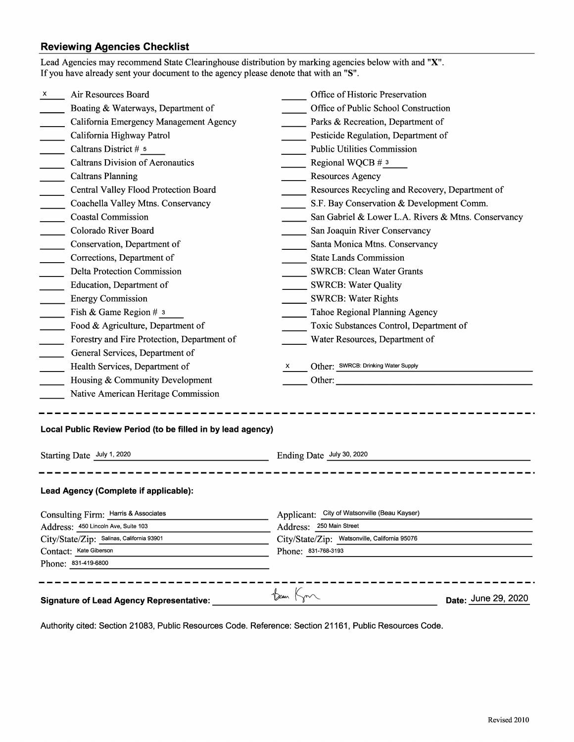## Reviewing Agencies Checklist

Lead Agencies may recommend State Clearinghouse distribution by marking agencies below with and "**X**".
If you have already sent your document to the agency please denote that with an "**S**".

| | | | |
|---|---|---|---|
| x | Air Resources Board | | Office of Historic Preservation |
| | Boating & Waterways, Department of | | Office of Public School Construction |
| | California Emergency Management Agency | | Parks & Recreation, Department of |
| | California Highway Patrol | | Pesticide Regulation, Department of |
| | Caltrans District # 5 | | Public Utilities Commission |
| | Caltrans Division of Aeronautics | | Regional WQCB # 3 |
| | Caltrans Planning | | Resources Agency |
| | Central Valley Flood Protection Board | | Resources Recycling and Recovery, Department of |
| | Coachella Valley Mtns. Conservancy | | S.F. Bay Conservation & Development Comm. |
| | Coastal Commission | | San Gabriel & Lower L.A. Rivers & Mtns. Conservancy |
| | Colorado River Board | | San Joaquin River Conservancy |
| | Conservation, Department of | | Santa Monica Mtns. Conservancy |
| | Corrections, Department of | | State Lands Commission |
| | Delta Protection Commission | | SWRCB: Clean Water Grants |
| | Education, Department of | | SWRCB: Water Quality |
| | Energy Commission | | SWRCB: Water Rights |
| | Fish & Game Region # 3 | | Tahoe Regional Planning Agency |
| | Food & Agriculture, Department of | | Toxic Substances Control, Department of |
| | Forestry and Fire Protection, Department of | | Water Resources, Department of |
| | General Services, Department of | | |
| | Health Services, Department of | x | Other: SWRCB: Drinking Water Supply |
| | Housing & Community Development | | Other: |
| | Native American Heritage Commission | | |

---

**Local Public Review Period (to be filled in by lead agency)**

Starting Date July 1, 2020 Ending Date July 30, 2020

---

**Lead Agency (Complete if applicable):**

Consulting Firm: Harris & Associates
Address: 450 Lincoln Ave, Suite 103
City/State/Zip: Salinas, California 93901
Contact: Kate Giberson
Phone: 831-419-6800

Applicant: City of Watsonville (Beau Kayser)
Address: 250 Main Street
City/State/Zip: Watsonville, California 95076
Phone: 831-768-3193

---

**Signature of Lead Agency Representative:** Beau Kayser **Date:** June 29, 2020

Authority cited: Section 21083, Public Resources Code. Reference: Section 21161, Public Resources Code.

Revised 2010